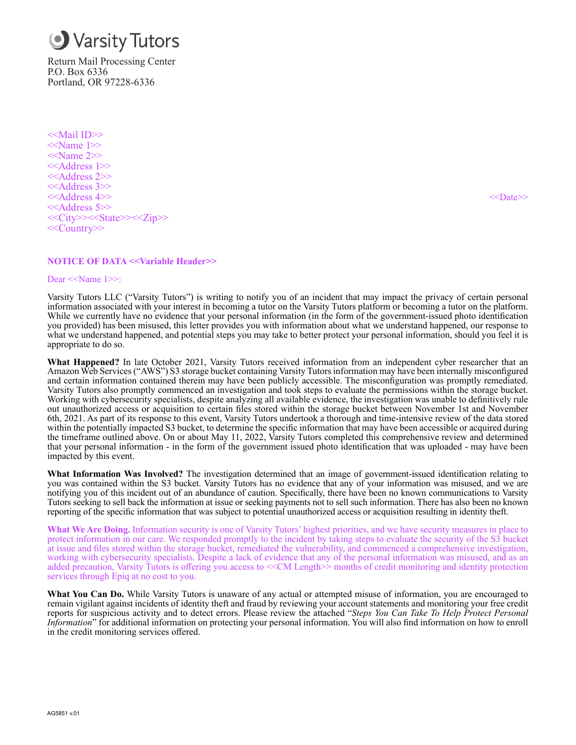Varsity Tutors

Return Mail Processing Center
P.O. Box 6336
Portland, OR 97228-6336

<<Mail ID>>
<<Name 1>>
<<Name 2>>
<<Address 1>>
<<Address 2>>
<<Address 3>>
<<Address 4>>
<<Address 5>>
<<City>><<State>><<Zip>>
<<Country>>

<<Date>>

**NOTICE OF DATA <<Variable Header>>**

Dear <<Name 1>>:

Varsity Tutors LLC ("Varsity Tutors") is writing to notify you of an incident that may impact the privacy of certain personal information associated with your interest in becoming a tutor on the Varsity Tutors platform or becoming a tutor on the platform. While we currently have no evidence that your personal information (in the form of the government-issued photo identification you provided) has been misused, this letter provides you with information about what we understand happened, our response to what we understand happened, and potential steps you may take to better protect your personal information, should you feel it is appropriate to do so.

**What Happened?** In late October 2021, Varsity Tutors received information from an independent cyber researcher that an Amazon Web Services ("AWS") S3 storage bucket containing Varsity Tutors information may have been internally misconfigured and certain information contained therein may have been publicly accessible. The misconfiguration was promptly remediated. Varsity Tutors also promptly commenced an investigation and took steps to evaluate the permissions within the storage bucket. Working with cybersecurity specialists, despite analyzing all available evidence, the investigation was unable to definitively rule out unauthorized access or acquisition to certain files stored within the storage bucket between November 1st and November 6th, 2021. As part of its response to this event, Varsity Tutors undertook a thorough and time-intensive review of the data stored within the potentially impacted S3 bucket, to determine the specific information that may have been accessible or acquired during the timeframe outlined above. On or about May 11, 2022, Varsity Tutors completed this comprehensive review and determined that your personal information - in the form of the government issued photo identification that was uploaded - may have been impacted by this event.

**What Information Was Involved?** The investigation determined that an image of government-issued identification relating to you was contained within the S3 bucket. Varsity Tutors has no evidence that any of your information was misused, and we are notifying you of this incident out of an abundance of caution. Specifically, there have been no known communications to Varsity Tutors seeking to sell back the information at issue or seeking payments not to sell such information. There has also been no known reporting of the specific information that was subject to potential unauthorized access or acquisition resulting in identity theft.

**What We Are Doing.** Information security is one of Varsity Tutors' highest priorities, and we have security measures in place to protect information in our care. We responded promptly to the incident by taking steps to evaluate the security of the S3 bucket at issue and files stored within the storage bucket, remediated the vulnerability, and commenced a comprehensive investigation, working with cybersecurity specialists. Despite a lack of evidence that any of the personal information was misused, and as an added precaution, Varsity Tutors is offering you access to <<CM Length>> months of credit monitoring and identity protection services through Epiq at no cost to you.

**What You Can Do.** While Varsity Tutors is unaware of any actual or attempted misuse of information, you are encouraged to remain vigilant against incidents of identity theft and fraud by reviewing your account statements and monitoring your free credit reports for suspicious activity and to detect errors. Please review the attached "*Steps You Can Take To Help Protect Personal Information*" for additional information on protecting your personal information. You will also find information on how to enroll in the credit monitoring services offered.

AG5851 v.01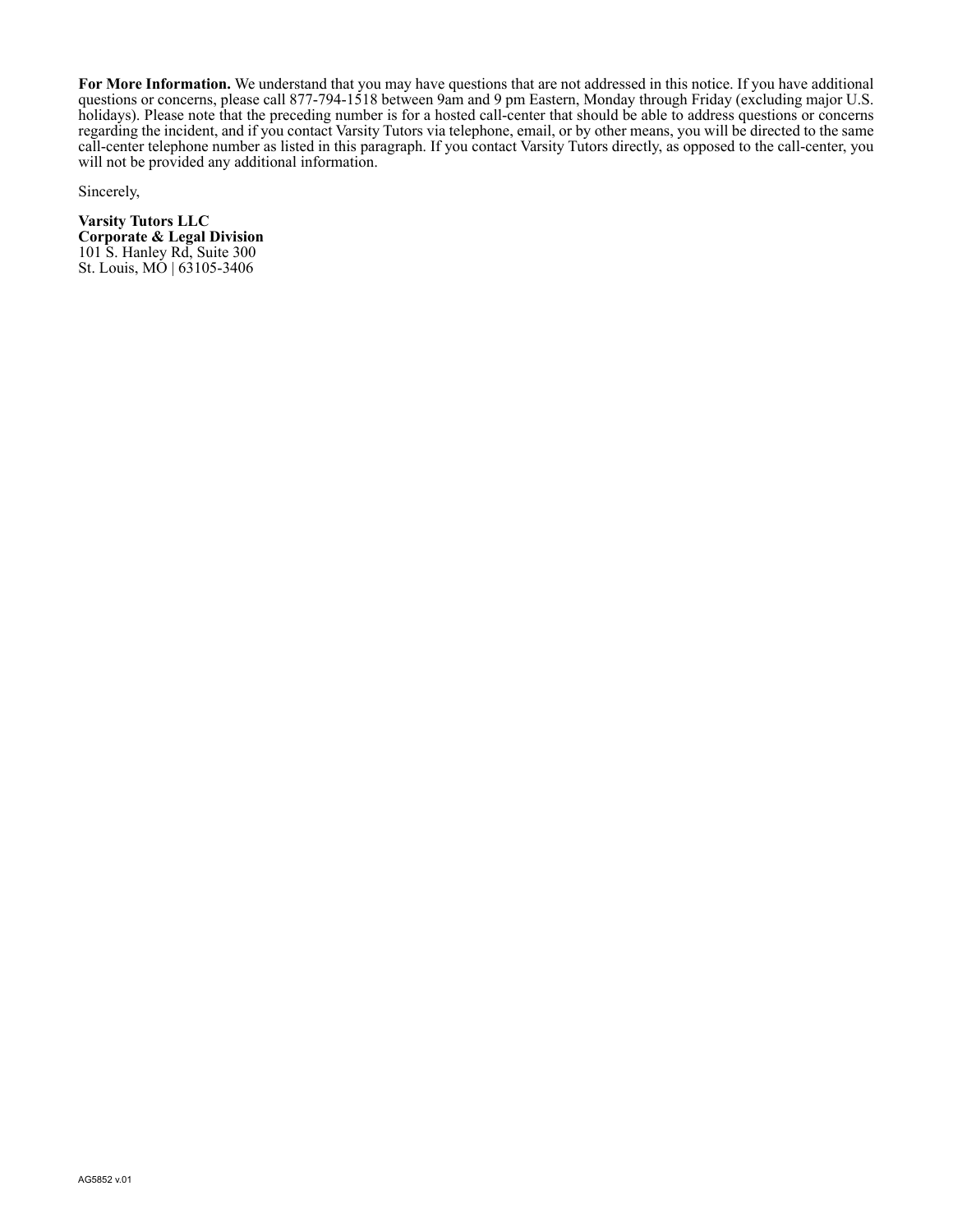**For More Information.** We understand that you may have questions that are not addressed in this notice. If you have additional questions or concerns, please call 877-794-1518 between 9am and 9 pm Eastern, Monday through Friday (excluding major U.S. holidays). Please note that the preceding number is for a hosted call-center that should be able to address questions or concerns regarding the incident, and if you contact Varsity Tutors via telephone, email, or by other means, you will be directed to the same call-center telephone number as listed in this paragraph. If you contact Varsity Tutors directly, as opposed to the call-center, you will not be provided any additional information.

Sincerely,

**Varsity Tutors LLC**
**Corporate & Legal Division**
101 S. Hanley Rd, Suite 300
St. Louis, MO | 63105-3406

AG5852 v.01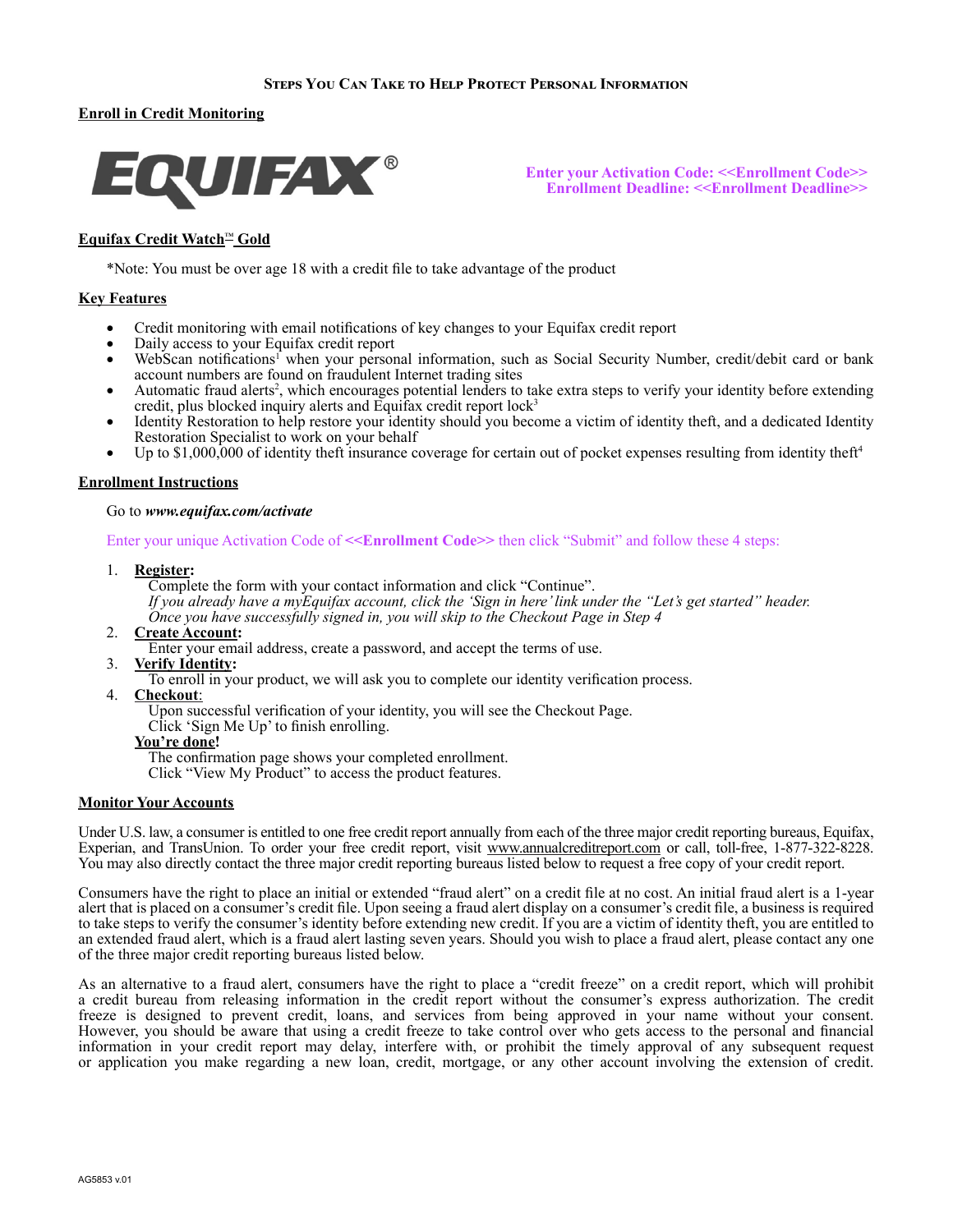## Steps You Can Take to Help Protect Personal Information

**Enroll in Credit Monitoring**

EQUIFAX®

**Enter your Activation Code: <<Enrollment Code>>**
**Enrollment Deadline: <<Enrollment Deadline>>**

**Equifax Credit Watch™ Gold**

*Note: You must be over age 18 with a credit file to take advantage of the product

**Key Features**

- Credit monitoring with email notifications of key changes to your Equifax credit report
- Daily access to your Equifax credit report
- WebScan notifications[1] when your personal information, such as Social Security Number, credit/debit card or bank account numbers are found on fraudulent Internet trading sites
- Automatic fraud alerts[2], which encourages potential lenders to take extra steps to verify your identity before extending credit, plus blocked inquiry alerts and Equifax credit report lock[3]
- Identity Restoration to help restore your identity should you become a victim of identity theft, and a dedicated Identity Restoration Specialist to work on your behalf
- Up to $1,000,000 of identity theft insurance coverage for certain out of pocket expenses resulting from identity theft[4]

**Enrollment Instructions**

Go to ***www.equifax.com/activate***

Enter your unique Activation Code of **<<Enrollment Code>>** then click "Submit" and follow these 4 steps:

1. **Register:**
   Complete the form with your contact information and click "Continue".
   *If you already have a myEquifax account, click the 'Sign in here' link under the "Let's get started" header. Once you have successfully signed in, you will skip to the Checkout Page in Step 4*
2. **Create Account:**
   Enter your email address, create a password, and accept the terms of use.
3. **Verify Identity:**
   To enroll in your product, we will ask you to complete our identity verification process.
4. **Checkout:**
   Upon successful verification of your identity, you will see the Checkout Page.
   Click 'Sign Me Up' to finish enrolling.

   **You're done!**
   The confirmation page shows your completed enrollment.
   Click "View My Product" to access the product features.

**Monitor Your Accounts**

Under U.S. law, a consumer is entitled to one free credit report annually from each of the three major credit reporting bureaus, Equifax, Experian, and TransUnion. To order your free credit report, visit www.annualcreditreport.com or call, toll-free, 1-877-322-8228. You may also directly contact the three major credit reporting bureaus listed below to request a free copy of your credit report.

Consumers have the right to place an initial or extended "fraud alert" on a credit file at no cost. An initial fraud alert is a 1-year alert that is placed on a consumer's credit file. Upon seeing a fraud alert display on a consumer's credit file, a business is required to take steps to verify the consumer's identity before extending new credit. If you are a victim of identity theft, you are entitled to an extended fraud alert, which is a fraud alert lasting seven years. Should you wish to place a fraud alert, please contact any one of the three major credit reporting bureaus listed below.

As an alternative to a fraud alert, consumers have the right to place a "credit freeze" on a credit report, which will prohibit a credit bureau from releasing information in the credit report without the consumer's express authorization. The credit freeze is designed to prevent credit, loans, and services from being approved in your name without your consent. However, you should be aware that using a credit freeze to take control over who gets access to the personal and financial information in your credit report may delay, interfere with, or prohibit the timely approval of any subsequent request or application you make regarding a new loan, credit, mortgage, or any other account involving the extension of credit.

AG5853 v.01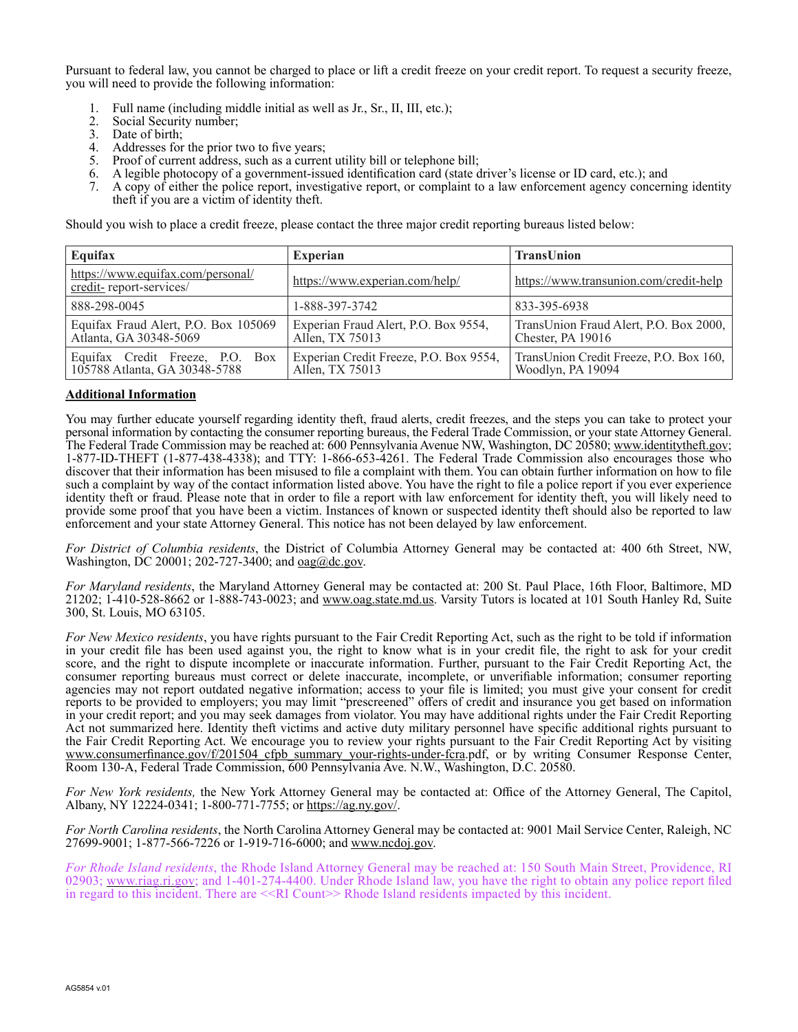Pursuant to federal law, you cannot be charged to place or lift a credit freeze on your credit report. To request a security freeze, you will need to provide the following information:

1. Full name (including middle initial as well as Jr., Sr., II, III, etc.);
2. Social Security number;
3. Date of birth;
4. Addresses for the prior two to five years;
5. Proof of current address, such as a current utility bill or telephone bill;
6. A legible photocopy of a government-issued identification card (state driver's license or ID card, etc.); and
7. A copy of either the police report, investigative report, or complaint to a law enforcement agency concerning identity theft if you are a victim of identity theft.

Should you wish to place a credit freeze, please contact the three major credit reporting bureaus listed below:

| Equifax | Experian | TransUnion |
|---|---|---|
| https://www.equifax.com/personal/credit- report-services/ | https://www.experian.com/help/ | https://www.transunion.com/credit-help |
| 888-298-0045 | 1-888-397-3742 | 833-395-6938 |
| Equifax Fraud Alert, P.O. Box 105069 Atlanta, GA 30348-5069 | Experian Fraud Alert, P.O. Box 9554, Allen, TX 75013 | TransUnion Fraud Alert, P.O. Box 2000, Chester, PA 19016 |
| Equifax Credit Freeze, P.O. Box 105788 Atlanta, GA 30348-5788 | Experian Credit Freeze, P.O. Box 9554, Allen, TX 75013 | TransUnion Credit Freeze, P.O. Box 160, Woodlyn, PA 19094 |

**Additional Information**

You may further educate yourself regarding identity theft, fraud alerts, credit freezes, and the steps you can take to protect your personal information by contacting the consumer reporting bureaus, the Federal Trade Commission, or your state Attorney General. The Federal Trade Commission may be reached at: 600 Pennsylvania Avenue NW, Washington, DC 20580; www.identitytheft.gov; 1-877-ID-THEFT (1-877-438-4338); and TTY: 1-866-653-4261. The Federal Trade Commission also encourages those who discover that their information has been misused to file a complaint with them. You can obtain further information on how to file such a complaint by way of the contact information listed above. You have the right to file a police report if you ever experience identity theft or fraud. Please note that in order to file a report with law enforcement for identity theft, you will likely need to provide some proof that you have been a victim. Instances of known or suspected identity theft should also be reported to law enforcement and your state Attorney General. This notice has not been delayed by law enforcement.

*For District of Columbia residents*, the District of Columbia Attorney General may be contacted at: 400 6th Street, NW, Washington, DC 20001; 202-727-3400; and oag@dc.gov.

*For Maryland residents*, the Maryland Attorney General may be contacted at: 200 St. Paul Place, 16th Floor, Baltimore, MD 21202; 1-410-528-8662 or 1-888-743-0023; and www.oag.state.md.us. Varsity Tutors is located at 101 South Hanley Rd, Suite 300, St. Louis, MO 63105.

*For New Mexico residents*, you have rights pursuant to the Fair Credit Reporting Act, such as the right to be told if information in your credit file has been used against you, the right to know what is in your credit file, the right to ask for your credit score, and the right to dispute incomplete or inaccurate information. Further, pursuant to the Fair Credit Reporting Act, the consumer reporting bureaus must correct or delete inaccurate, incomplete, or unverifiable information; consumer reporting agencies may not report outdated negative information; access to your file is limited; you must give your consent for credit reports to be provided to employers; you may limit "prescreened" offers of credit and insurance you get based on information in your credit report; and you may seek damages from violator. You may have additional rights under the Fair Credit Reporting Act not summarized here. Identity theft victims and active duty military personnel have specific additional rights pursuant to the Fair Credit Reporting Act. We encourage you to review your rights pursuant to the Fair Credit Reporting Act by visiting www.consumerfinance.gov/f/201504_cfpb_summary_your-rights-under-fcra.pdf, or by writing Consumer Response Center, Room 130-A, Federal Trade Commission, 600 Pennsylvania Ave. N.W., Washington, D.C. 20580.

*For New York residents,* the New York Attorney General may be contacted at: Office of the Attorney General, The Capitol, Albany, NY 12224-0341; 1-800-771-7755; or https://ag.ny.gov/.

*For North Carolina residents*, the North Carolina Attorney General may be contacted at: 9001 Mail Service Center, Raleigh, NC 27699-9001; 1-877-566-7226 or 1-919-716-6000; and www.ncdoj.gov.

*For Rhode Island residents*, the Rhode Island Attorney General may be reached at: 150 South Main Street, Providence, RI 02903; www.riag.ri.gov; and 1-401-274-4400. Under Rhode Island law, you have the right to obtain any police report filed in regard to this incident. There are <<RI Count>> Rhode Island residents impacted by this incident.

AG5854 v.01